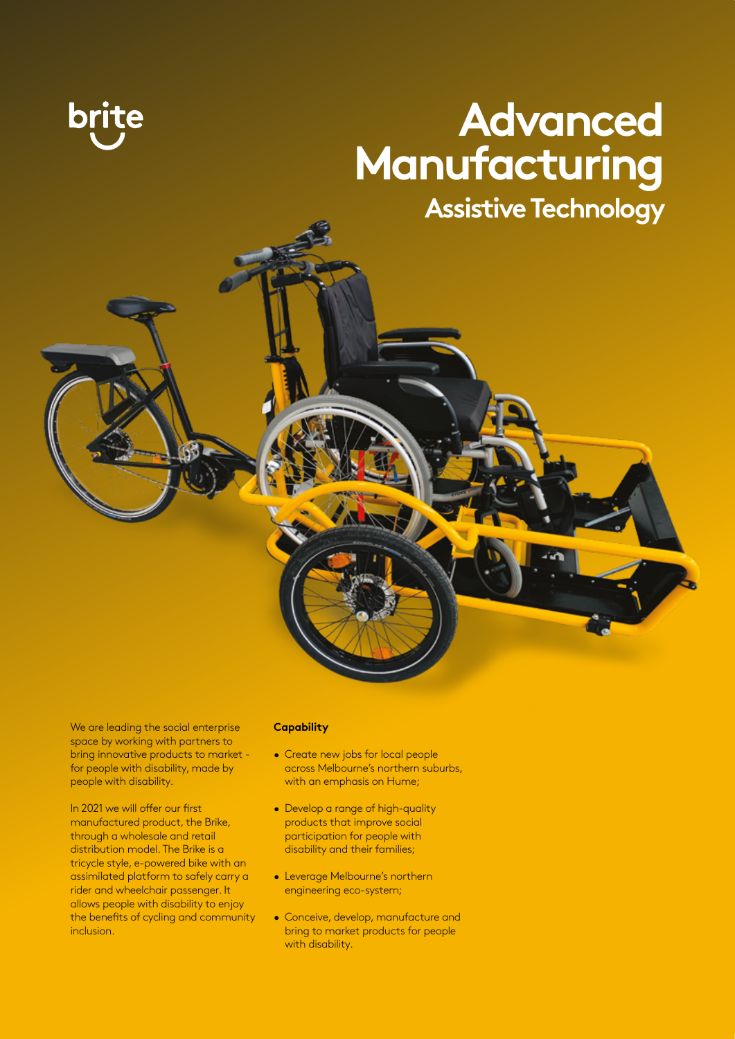brite

# Advanced Manufacturing

## Assistive Technology

We are leading the social enterprise space by working with partners to bring innovative products to market - for people with disability, made by people with disability.

In 2021 we will offer our first manufactured product, the Brike, through a wholesale and retail distribution model. The Brike is a tricycle style, e-powered bike with an assimilated platform to safely carry a rider and wheelchair passenger. It allows people with disability to enjoy the benefits of cycling and community inclusion.

**Capability**

- Create new jobs for local people across Melbourne's northern suburbs, with an emphasis on Hume;
- Develop a range of high-quality products that improve social participation for people with disability and their families;
- Leverage Melbourne's northern engineering eco-system;
- Conceive, develop, manufacture and bring to market products for people with disability.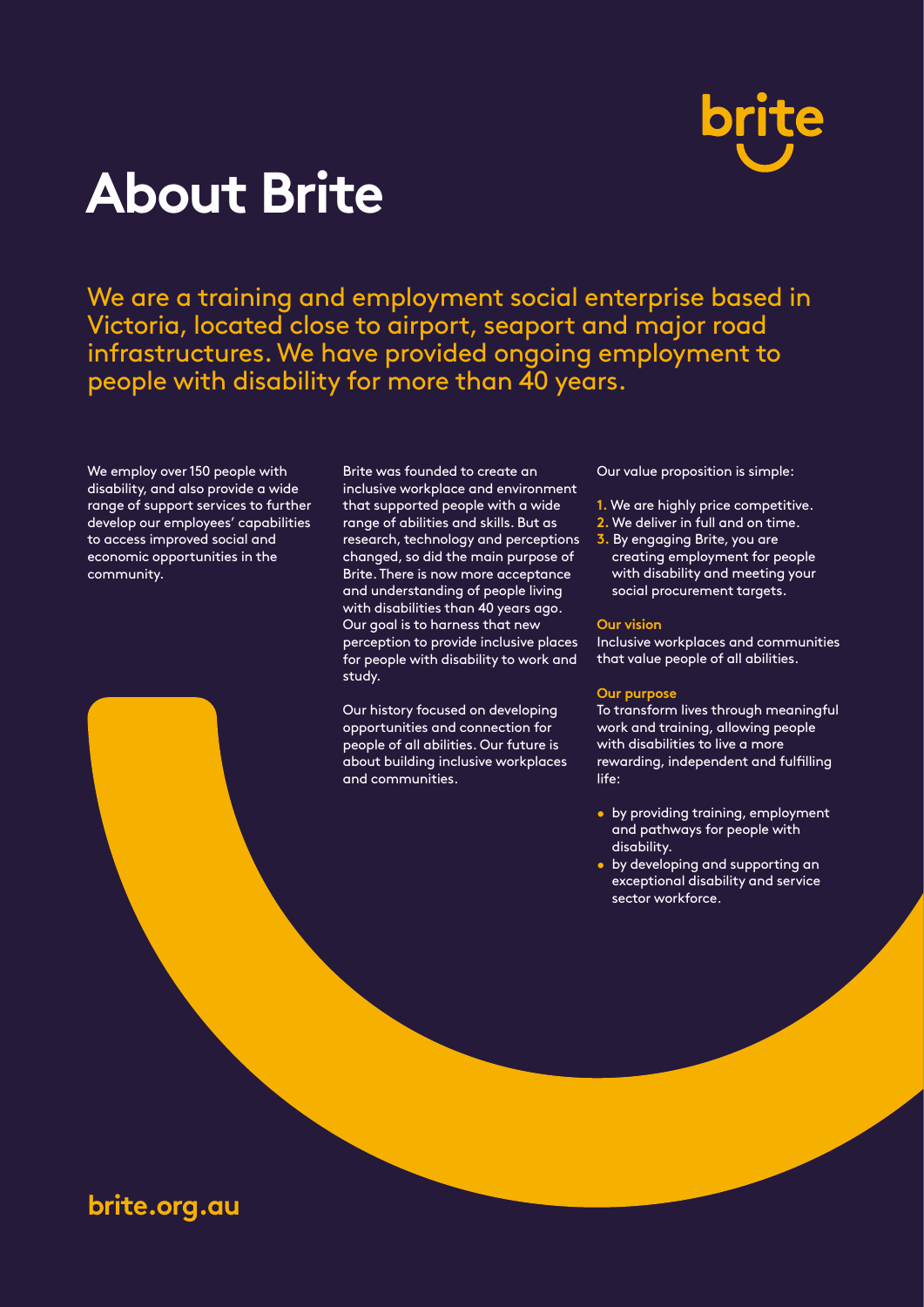brite

# About Brite

We are a training and employment social enterprise based in Victoria, located close to airport, seaport and major road infrastructures. We have provided ongoing employment to people with disability for more than 40 years.

We employ over 150 people with disability, and also provide a wide range of support services to further develop our employees' capabilities to access improved social and economic opportunities in the community.

Brite was founded to create an inclusive workplace and environment that supported people with a wide range of abilities and skills. But as research, technology and perceptions changed, so did the main purpose of Brite. There is now more acceptance and understanding of people living with disabilities than 40 years ago. Our goal is to harness that new perception to provide inclusive places for people with disability to work and study.

Our history focused on developing opportunities and connection for people of all abilities. Our future is about building inclusive workplaces and communities.

Our value proposition is simple:

1. We are highly price competitive.
2. We deliver in full and on time.
3. By engaging Brite, you are creating employment for people with disability and meeting your social procurement targets.

**Our vision**

Inclusive workplaces and communities that value people of all abilities.

**Our purpose**

To transform lives through meaningful work and training, allowing people with disabilities to live a more rewarding, independent and fulfilling life:

- by providing training, employment and pathways for people with disability.
- by developing and supporting an exceptional disability and service sector workforce.

**brite.org.au**